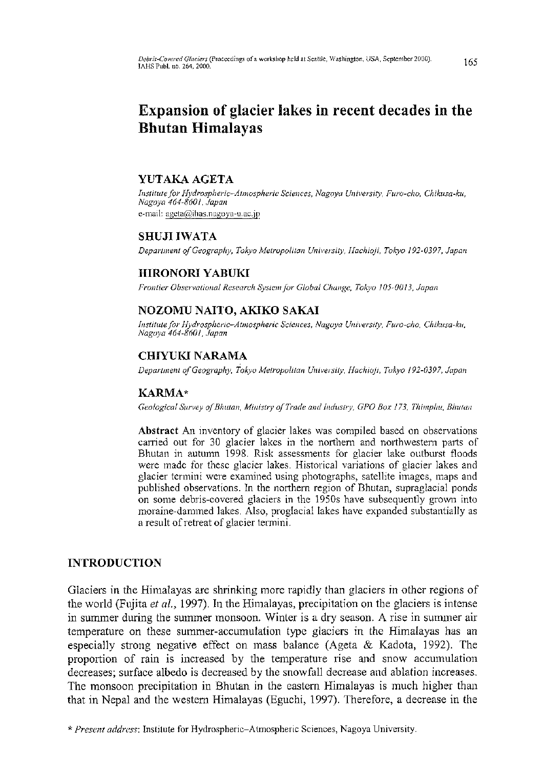# Expansion of glacier lakes in recent decades in the Bhutan Himalayas

## YUTAKA AGETA

*Institute for Hydrospheric–Atmospheric Sciences, Nagoya University, Furo-cho, Chikusa-ku, Nagoya 464-8601, Japan*

e-mail: ageta@ihas.nagoya-u.ac.jp

## SHUJI IWATA

*Department of Geography, Tokyo Metropolitan University, Hachioji, Tokyo 192-0397, Japan*

## HIRONORI YABUKI

*Frontier Observational Research System for Global Change, Tokyo 105-0013, Japan*

## NOZOMU NAITO, AKIKO SAKAI

*Institute for Hydrospheric–Atmospheric Sciences, Nagoya University, Furo-cho, Chikusa-ku, Nagoya 464-8601, Japan*

## CHIYUKI NARAMA

*Department of Geography, Tokyo Metropolitan University, Hachioji, Tokyo 192-0397, Japan*

## KARMA*

*Geological Survey of Bhutan, Ministry of Trade and Industry, GPO Box 173, Thimphu, Bhutan*

**Abstract** An inventory of glacier lakes was compiled based on observations carried out for 30 glacier lakes in the northern and northwestern parts of Bhutan in autumn 1998. Risk assessments for glacier lake outburst floods were made for these glacier lakes. Historical variations of glacier lakes and glacier termini were examined using photographs, satellite images, maps and published observations. In the northern region of Bhutan, supraglacial ponds on some debris-covered glaciers in the 1950s have subsequently grown into moraine-dammed lakes. Also, proglacial lakes have expanded substantially as a result of retreat of glacier termini.

## INTRODUCTION

Glaciers in the Himalayas are shrinking more rapidly than glaciers in other regions of the world (Fujita *et al.*, 1997). In the Himalayas, precipitation on the glaciers is intense in summer during the summer monsoon. Winter is a dry season. A rise in summer air temperature on these summer-accumulation type glaciers in the Himalayas has an especially strong negative effect on mass balance (Ageta & Kadota, 1992). The proportion of rain is increased by the temperature rise and snow accumulation decreases; surface albedo is decreased by the snowfall decrease and ablation increases. The monsoon precipitation in Bhutan in the eastern Himalayas is much higher than that in Nepal and the western Himalayas (Eguchi, 1997). Therefore, a decrease in the

\* *Present address*: Institute for Hydrospheric–Atmospheric Sciences, Nagoya University.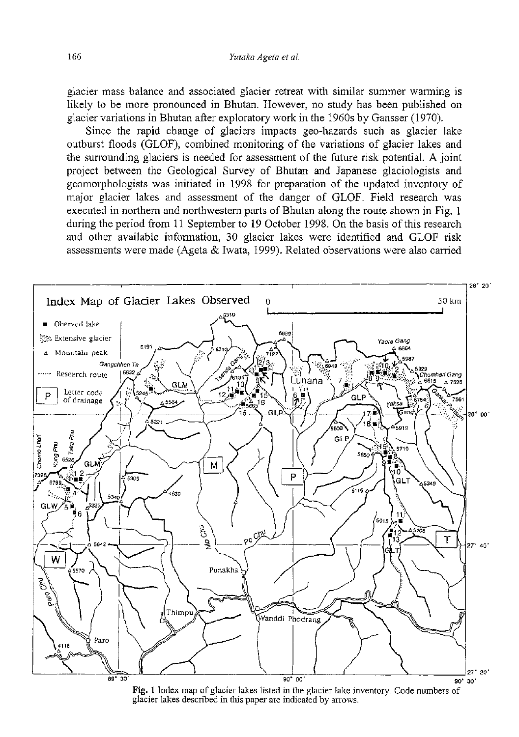glacier mass balance and associated glacier retreat with similar summer warming is likely to be more pronounced in Bhutan. However, no study has been published on glacier variations in Bhutan after exploratory work in the 1960s by Gansser (1970).

Since the rapid change of glaciers impacts geo-hazards such as glacier lake outburst floods (GLOF), combined monitoring of the variations of glacier lakes and the surrounding glaciers is needed for assessment of the future risk potential. A joint project between the Geological Survey of Bhutan and Japanese glaciologists and geomorphologists was initiated in 1998 for preparation of the updated inventory of major glacier lakes and assessment of the danger of GLOF. Field research was executed in northern and northwestern parts of Bhutan along the route shown in Fig. 1 during the period from 11 September to 19 October 1998. On the basis of this research and other available information, 30 glacier lakes were identified and GLOF risk assessments were made (Ageta & Iwata, 1999). Related observations were also carried

**Fig. 1** Index map of glacier lakes listed in the glacier lake inventory. Code numbers of glacier lakes described in this paper are indicated by arrows.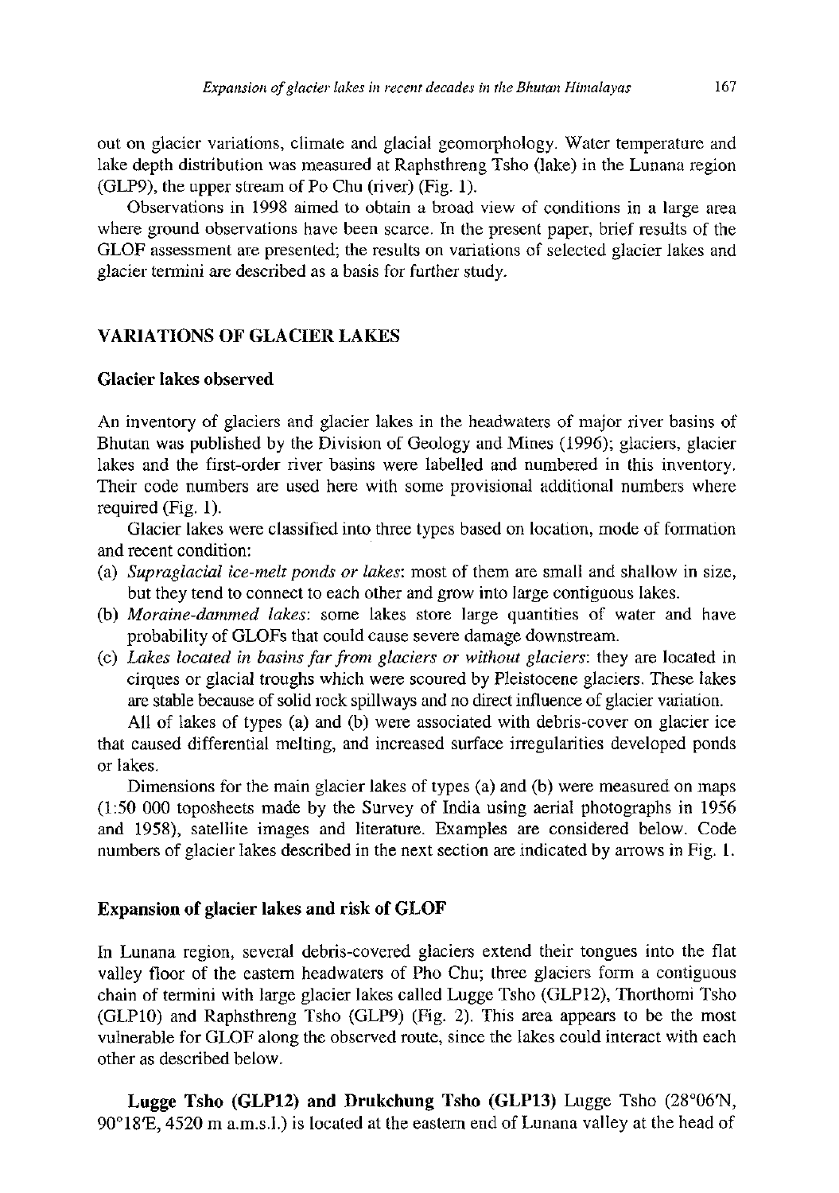out on glacier variations, climate and glacial geomorphology. Water temperature and lake depth distribution was measured at Raphsthreng Tsho (lake) in the Lunana region (GLP9), the upper stream of Po Chu (river) (Fig. 1).

Observations in 1998 aimed to obtain a broad view of conditions in a large area where ground observations have been scarce. In the present paper, brief results of the GLOF assessment are presented; the results on variations of selected glacier lakes and glacier termini are described as a basis for further study.

## VARIATIONS OF GLACIER LAKES

### Glacier lakes observed

An inventory of glaciers and glacier lakes in the headwaters of major river basins of Bhutan was published by the Division of Geology and Mines (1996); glaciers, glacier lakes and the first-order river basins were labelled and numbered in this inventory. Their code numbers are used here with some provisional additional numbers where required (Fig. 1).

Glacier lakes were classified into three types based on location, mode of formation and recent condition:

(a) *Supraglacial ice-melt ponds or lakes*: most of them are small and shallow in size, but they tend to connect to each other and grow into large contiguous lakes.
(b) *Moraine-dammed lakes*: some lakes store large quantities of water and have probability of GLOFs that could cause severe damage downstream.
(c) *Lakes located in basins far from glaciers or without glaciers*: they are located in cirques or glacial troughs which were scoured by Pleistocene glaciers. These lakes are stable because of solid rock spillways and no direct influence of glacier variation.

All of lakes of types (a) and (b) were associated with debris-cover on glacier ice that caused differential melting, and increased surface irregularities developed ponds or lakes.

Dimensions for the main glacier lakes of types (a) and (b) were measured on maps (1:50 000 toposheets made by the Survey of India using aerial photographs in 1956 and 1958), satellite images and literature. Examples are considered below. Code numbers of glacier lakes described in the next section are indicated by arrows in Fig. 1.

### Expansion of glacier lakes and risk of GLOF

In Lunana region, several debris-covered glaciers extend their tongues into the flat valley floor of the eastern headwaters of Pho Chu; three glaciers form a contiguous chain of termini with large glacier lakes called Lugge Tsho (GLP12), Thorthomi Tsho (GLP10) and Raphsthreng Tsho (GLP9) (Fig. 2). This area appears to be the most vulnerable for GLOF along the observed route, since the lakes could interact with each other as described below.

**Lugge Tsho (GLP12) and Drukchung Tsho (GLP13)** Lugge Tsho (28°06'N, 90°18'E, 4520 m a.m.s.l.) is located at the eastern end of Lunana valley at the head of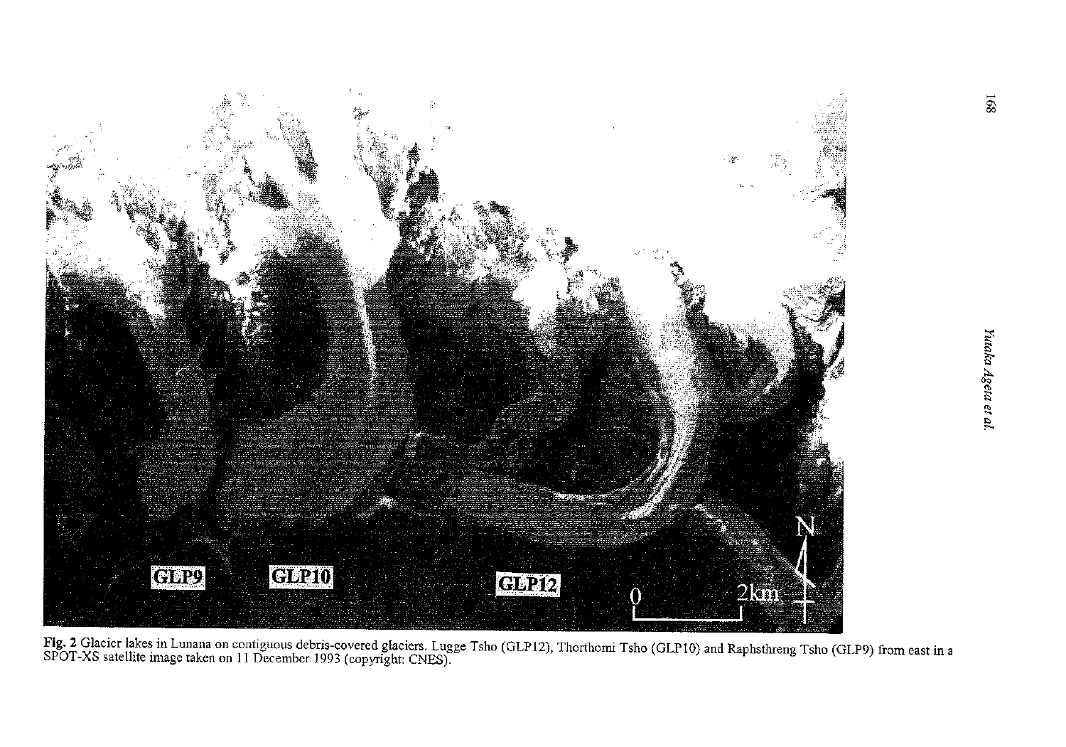**Fig. 2** Glacier lakes in Lunana on contiguous debris-covered glaciers. Lugge Tsho (GLP12), Thorthomi Tsho (GLP10) and Raphsthreng Tsho (GLP9) from east in a SPOT-XS satellite image taken on 11 December 1993 (copyright: CNES).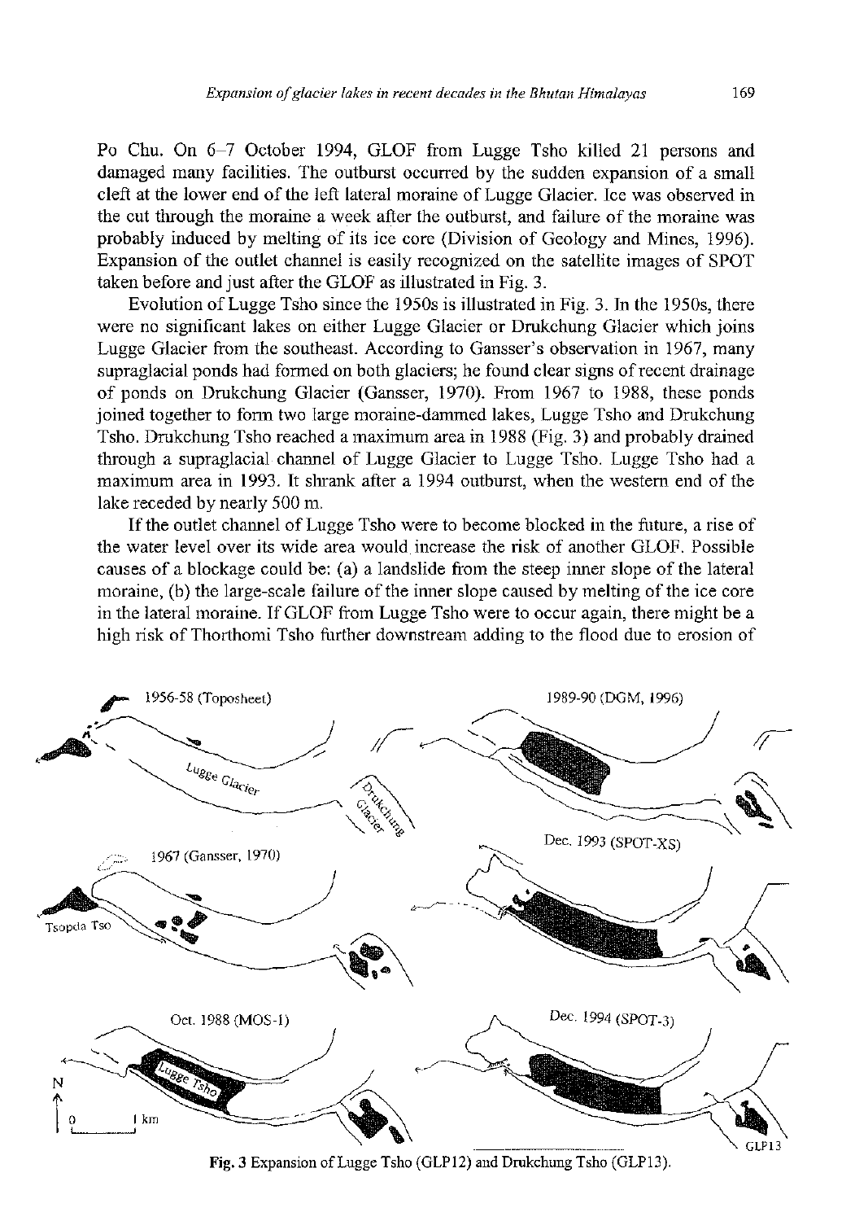Po Chu. On 6–7 October 1994, GLOF from Lugge Tsho killed 21 persons and damaged many facilities. The outburst occurred by the sudden expansion of a small cleft at the lower end of the left lateral moraine of Lugge Glacier. Ice was observed in the cut through the moraine a week after the outburst, and failure of the moraine was probably induced by melting of its ice core (Division of Geology and Mines, 1996). Expansion of the outlet channel is easily recognized on the satellite images of SPOT taken before and just after the GLOF as illustrated in Fig. 3.

Evolution of Lugge Tsho since the 1950s is illustrated in Fig. 3. In the 1950s, there were no significant lakes on either Lugge Glacier or Drukchung Glacier which joins Lugge Glacier from the southeast. According to Gansser's observation in 1967, many supraglacial ponds had formed on both glaciers; he found clear signs of recent drainage of ponds on Drukchung Glacier (Gansser, 1970). From 1967 to 1988, these ponds joined together to form two large moraine-dammed lakes, Lugge Tsho and Drukchung Tsho. Drukchung Tsho reached a maximum area in 1988 (Fig. 3) and probably drained through a supraglacial channel of Lugge Glacier to Lugge Tsho. Lugge Tsho had a maximum area in 1993. It shrank after a 1994 outburst, when the western end of the lake receded by nearly 500 m.

If the outlet channel of Lugge Tsho were to become blocked in the future, a rise of the water level over its wide area would increase the risk of another GLOF. Possible causes of a blockage could be: (a) a landslide from the steep inner slope of the lateral moraine, (b) the large-scale failure of the inner slope caused by melting of the ice core in the lateral moraine. If GLOF from Lugge Tsho were to occur again, there might be a high risk of Thorthomi Tsho further downstream adding to the flood due to erosion of

**Fig. 3** Expansion of Lugge Tsho (GLP12) and Drukchung Tsho (GLP13).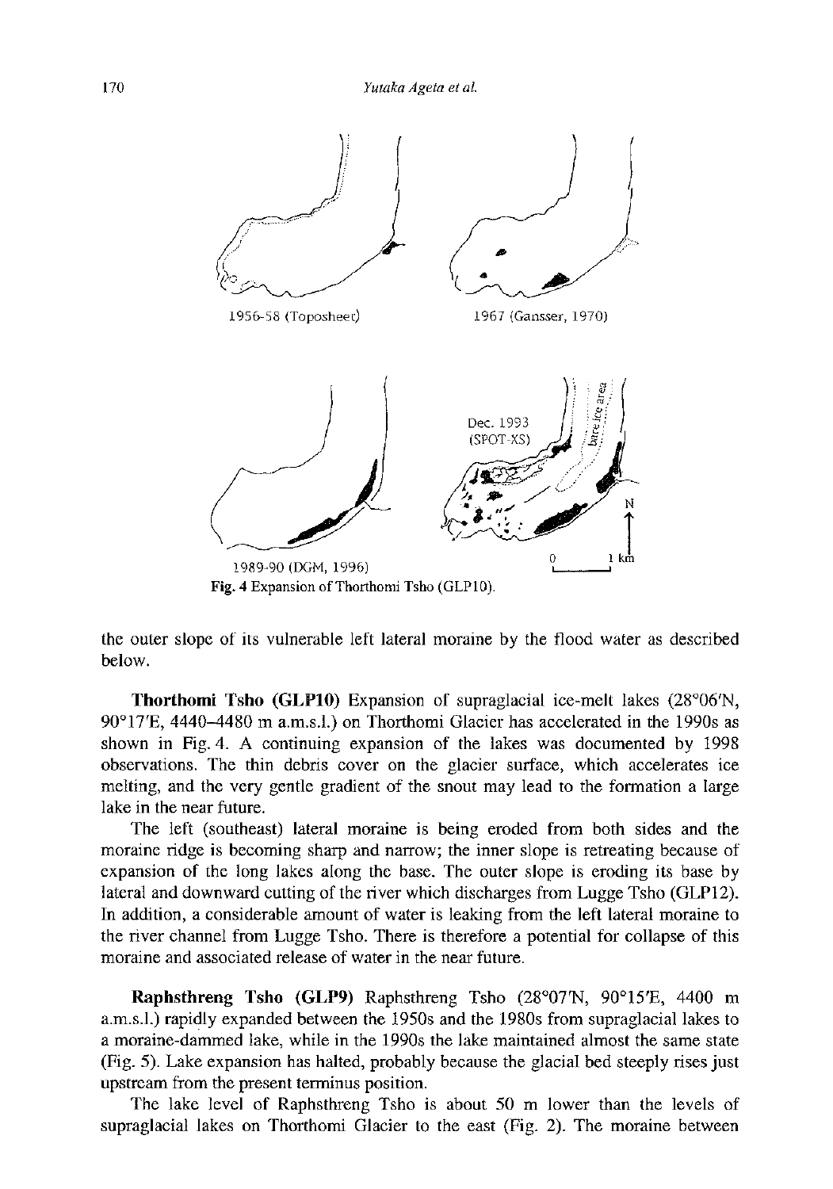Fig. 4 Expansion of Thorthomi Tsho (GLP10).

the outer slope of its vulnerable left lateral moraine by the flood water as described below.

**Thorthomi Tsho (GLP10)** Expansion of supraglacial ice-melt lakes (28°06'N, 90°17'E, 4440–4480 m a.m.s.l.) on Thorthomi Glacier has accelerated in the 1990s as shown in Fig. 4. A continuing expansion of the lakes was documented by 1998 observations. The thin debris cover on the glacier surface, which accelerates ice melting, and the very gentle gradient of the snout may lead to the formation a large lake in the near future.

The left (southeast) lateral moraine is being eroded from both sides and the moraine ridge is becoming sharp and narrow; the inner slope is retreating because of expansion of the long lakes along the base. The outer slope is eroding its base by lateral and downward cutting of the river which discharges from Lugge Tsho (GLP12). In addition, a considerable amount of water is leaking from the left lateral moraine to the river channel from Lugge Tsho. There is therefore a potential for collapse of this moraine and associated release of water in the near future.

**Raphsthreng Tsho (GLP9)** Raphsthreng Tsho (28°07'N, 90°15'E, 4400 m a.m.s.l.) rapidly expanded between the 1950s and the 1980s from supraglacial lakes to a moraine-dammed lake, while in the 1990s the lake maintained almost the same state (Fig. 5). Lake expansion has halted, probably because the glacial bed steeply rises just upstream from the present terminus position.

The lake level of Raphsthreng Tsho is about 50 m lower than the levels of supraglacial lakes on Thorthomi Glacier to the east (Fig. 2). The moraine between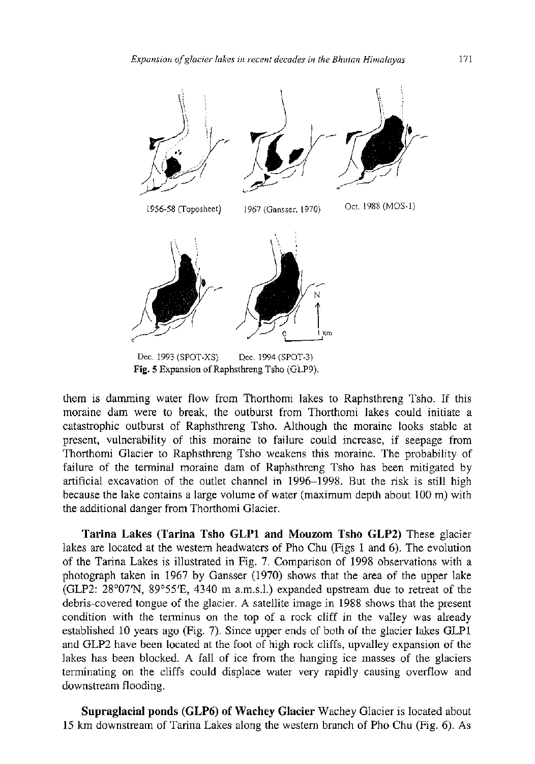1956-58 (Toposheet) 1967 (Gansser, 1970) Oct. 1988 (MOS-1)

Dec. 1993 (SPOT-XS) Dec. 1994 (SPOT-3)

**Fig. 5** Expansion of Raphsthreng Tsho (GLP9).

them is damming water flow from Thorthomi lakes to Raphsthreng Tsho. If this moraine dam were to break, the outburst from Thorthomi lakes could initiate a catastrophic outburst of Raphsthreng Tsho. Although the moraine looks stable at present, vulnerability of this moraine to failure could increase, if seepage from Thorthomi Glacier to Raphsthreng Tsho weakens this moraine. The probability of failure of the terminal moraine dam of Raphsthreng Tsho has been mitigated by artificial excavation of the outlet channel in 1996–1998. But the risk is still high because the lake contains a large volume of water (maximum depth about 100 m) with the additional danger from Thorthomi Glacier.

**Tarina Lakes (Tarina Tsho GLP1 and Mouzom Tsho GLP2)** These glacier lakes are located at the western headwaters of Pho Chu (Figs 1 and 6). The evolution of the Tarina Lakes is illustrated in Fig. 7. Comparison of 1998 observations with a photograph taken in 1967 by Gansser (1970) shows that the area of the upper lake (GLP2: 28°07'N, 89°55'E, 4340 m a.m.s.l.) expanded upstream due to retreat of the debris-covered tongue of the glacier. A satellite image in 1988 shows that the present condition with the terminus on the top of a rock cliff in the valley was already established 10 years ago (Fig. 7). Since upper ends of both of the glacier lakes GLP1 and GLP2 have been located at the foot of high rock cliffs, upvalley expansion of the lakes has been blocked. A fall of ice from the hanging ice masses of the glaciers terminating on the cliffs could displace water very rapidly causing overflow and downstream flooding.

**Supraglacial ponds (GLP6) of Wachey Glacier** Wachey Glacier is located about 15 km downstream of Tarina Lakes along the western branch of Pho Chu (Fig. 6). As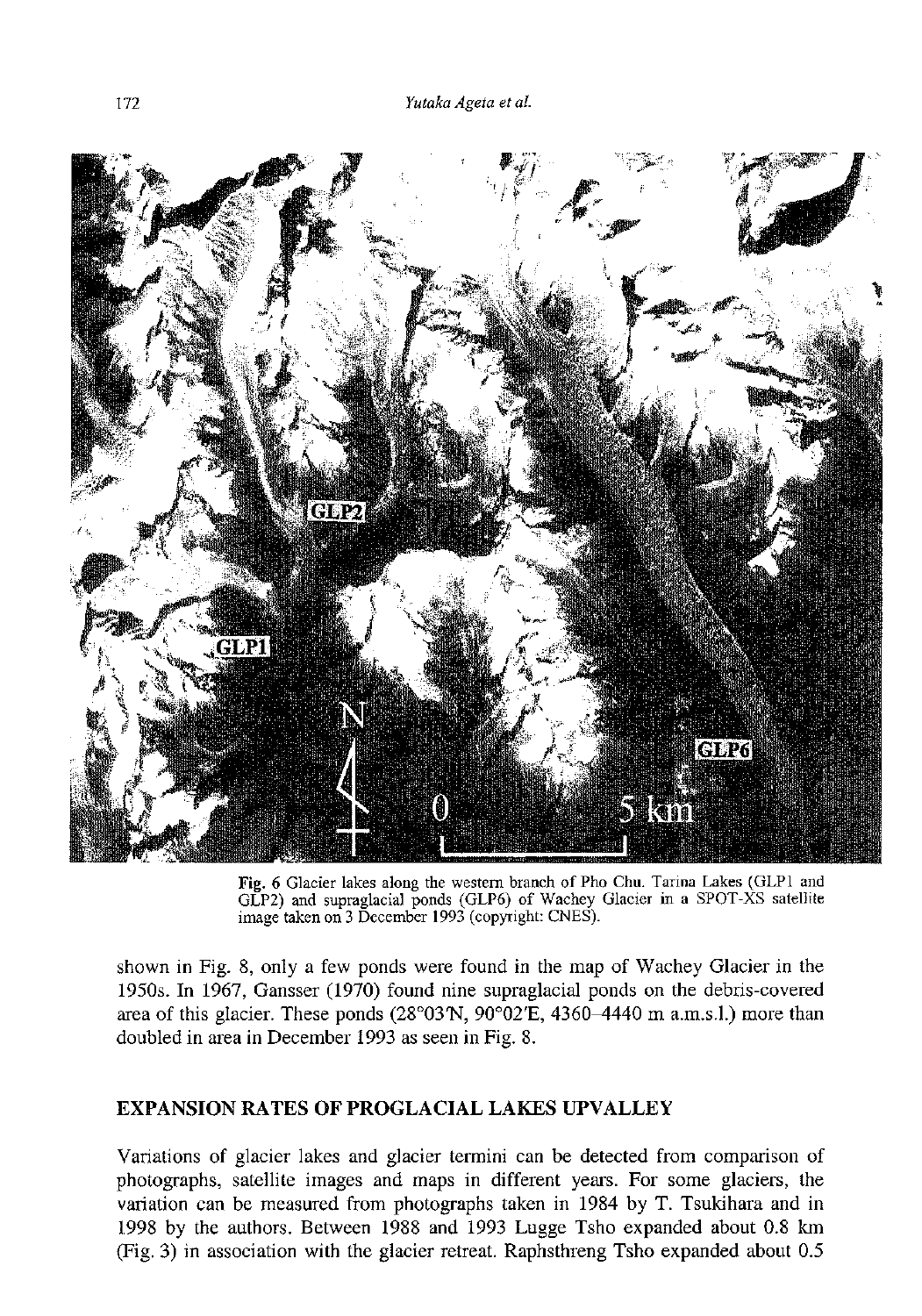Fig. 6 Glacier lakes along the western branch of Pho Chu. Tarina Lakes (GLP1 and GLP2) and supraglacial ponds (GLP6) of Wachey Glacier in a SPOT-XS satellite image taken on 3 December 1993 (copyright: CNES).

shown in Fig. 8, only a few ponds were found in the map of Wachey Glacier in the 1950s. In 1967, Gansser (1970) found nine supraglacial ponds on the debris-covered area of this glacier. These ponds (28°03'N, 90°02'E, 4360–4440 m a.m.s.l.) more than doubled in area in December 1993 as seen in Fig. 8.

## EXPANSION RATES OF PROGLACIAL LAKES UPVALLEY

Variations of glacier lakes and glacier termini can be detected from comparison of photographs, satellite images and maps in different years. For some glaciers, the variation can be measured from photographs taken in 1984 by T. Tsukihara and in 1998 by the authors. Between 1988 and 1993 Lugge Tsho expanded about 0.8 km (Fig. 3) in association with the glacier retreat. Raphsthreng Tsho expanded about 0.5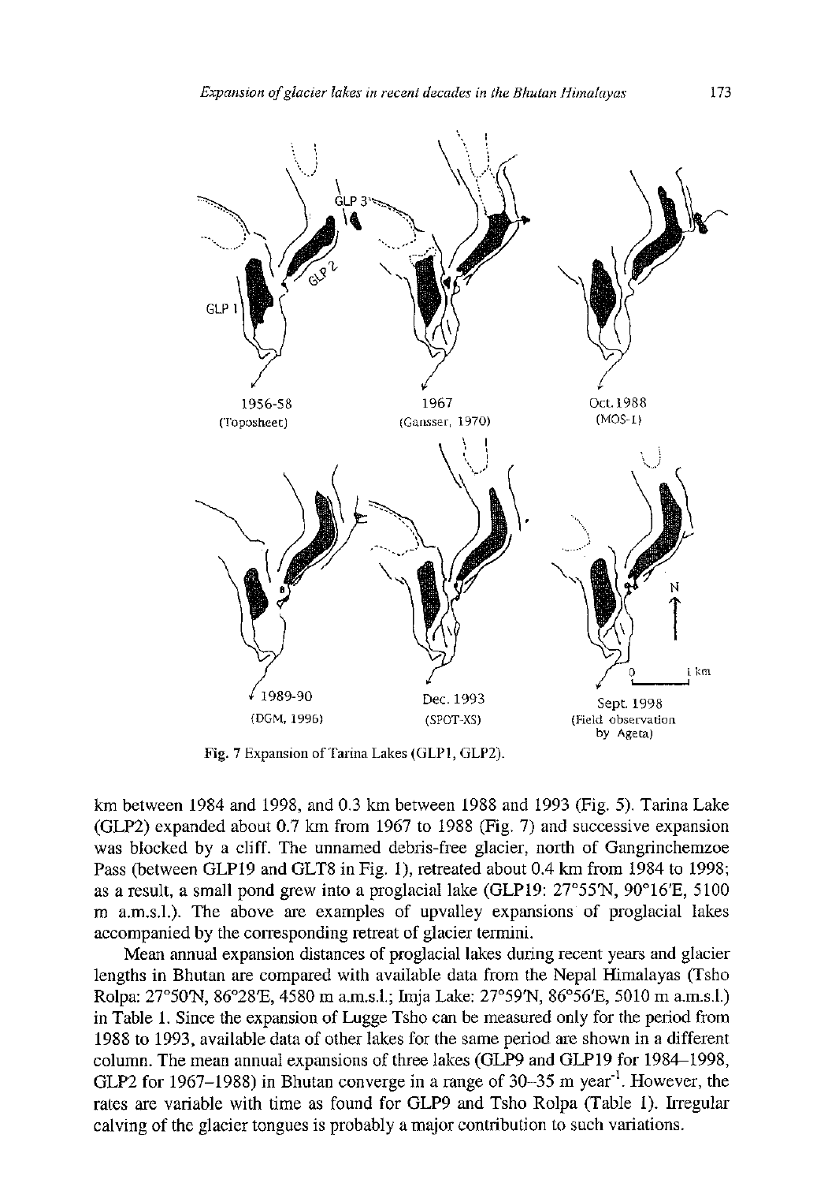Fig. 7 Expansion of Tarina Lakes (GLP1, GLP2).

km between 1984 and 1998, and 0.3 km between 1988 and 1993 (Fig. 5). Tarina Lake (GLP2) expanded about 0.7 km from 1967 to 1988 (Fig. 7) and successive expansion was blocked by a cliff. The unnamed debris-free glacier, north of Gangrinchemzoe Pass (between GLP19 and GLT8 in Fig. 1), retreated about 0.4 km from 1984 to 1998; as a result, a small pond grew into a proglacial lake (GLP19: 27°55'N, 90°16'E, 5100 m a.m.s.l.). The above are examples of upvalley expansions of proglacial lakes accompanied by the corresponding retreat of glacier termini.

Mean annual expansion distances of proglacial lakes during recent years and glacier lengths in Bhutan are compared with available data from the Nepal Himalayas (Tsho Rolpa: 27°50'N, 86°28'E, 4580 m a.m.s.l.; Imja Lake: 27°59'N, 86°56'E, 5010 m a.m.s.l.) in Table 1. Since the expansion of Lugge Tsho can be measured only for the period from 1988 to 1993, available data of other lakes for the same period are shown in a different column. The mean annual expansions of three lakes (GLP9 and GLP19 for 1984–1998, GLP2 for 1967–1988) in Bhutan converge in a range of 30–35 m year$^{-1}$. However, the rates are variable with time as found for GLP9 and Tsho Rolpa (Table 1). Irregular calving of the glacier tongues is probably a major contribution to such variations.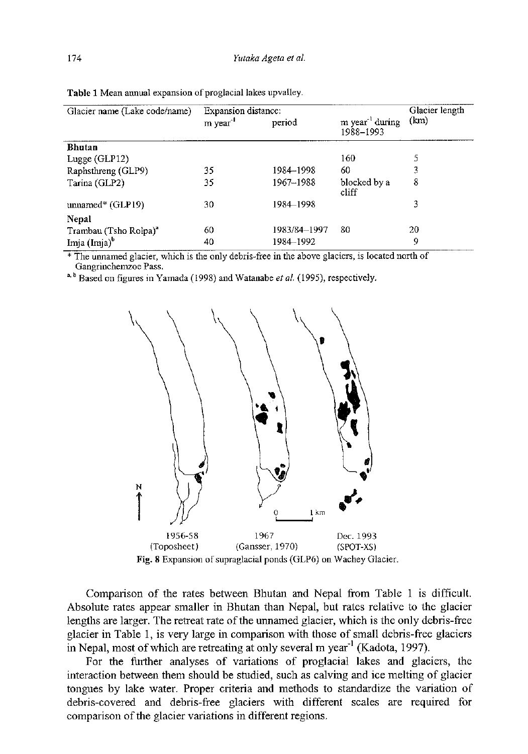**Table 1** Mean annual expansion of proglacial lakes upvalley.

| Glacier name (Lake code/name) | Expansion distance: | | | Glacier length (km) |
|---|---|---|---|---|
| | m year$^{-1}$ | period | m year$^{-1}$ during 1988–1993 | |
| **Bhutan** | | | | |
| Lugge (GLP12) | | | 160 | 5 |
| Raphsthreng (GLP9) | 35 | 1984–1998 | 60 | 3 |
| Tarina (GLP2) | 35 | 1967–1988 | blocked by a cliff | 8 |
| unnamed* (GLP19) | 30 | 1984–1998 | | 3 |
| **Nepal** | | | | |
| Trambau (Tsho Rolpa)[a] | 60 | 1983/84–1997 | 80 | 20 |
| Imja (Imja)[b] | 40 | 1984–1992 | | 9 |

\* The unnamed glacier, which is the only debris-free in the above glaciers, is located north of Gangrinchemzoe Pass.

[a, b] Based on figures in Yamada (1998) and Watanabe *et al.* (1995), respectively.

1956-58 (Toposheet) | 1967 (Gansser, 1970) | Dec. 1993 (SPOT-XS)

**Fig. 8** Expansion of supraglacial ponds (GLP6) on Wachey Glacier.

Comparison of the rates between Bhutan and Nepal from Table 1 is difficult. Absolute rates appear smaller in Bhutan than Nepal, but rates relative to the glacier lengths are larger. The retreat rate of the unnamed glacier, which is the only debris-free glacier in Table 1, is very large in comparison with those of small debris-free glaciers in Nepal, most of which are retreating at only several m year$^{-1}$ (Kadota, 1997).

For the further analyses of variations of proglacial lakes and glaciers, the interaction between them should be studied, such as calving and ice melting of glacier tongues by lake water. Proper criteria and methods to standardize the variation of debris-covered and debris-free glaciers with different scales are required for comparison of the glacier variations in different regions.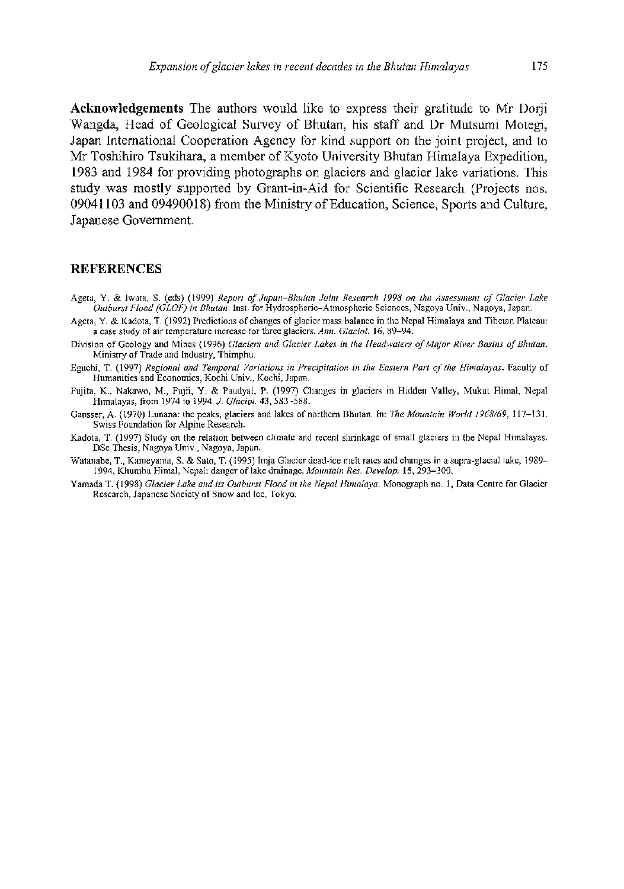**Acknowledgements** The authors would like to express their gratitude to Mr Dorji Wangda, Head of Geological Survey of Bhutan, his staff and Dr Mutsumi Motegi, Japan International Cooperation Agency for kind support on the joint project, and to Mr Toshihiro Tsukihara, a member of Kyoto University Bhutan Himalaya Expedition, 1983 and 1984 for providing photographs on glaciers and glacier lake variations. This study was mostly supported by Grant-in-Aid for Scientific Research (Projects nos. 09041103 and 09490018) from the Ministry of Education, Science, Sports and Culture, Japanese Government.

## REFERENCES

Ageta, Y. & Iwata, S. (eds) (1999) *Report of Japan–Bhutan Joint Research 1998 on the Assessment of Glacier Lake Outburst Flood (GLOF) in Bhutan*. Inst. for Hydrospheric–Atmospheric Sciences, Nagoya Univ., Nagoya, Japan.

Ageta, Y. & Kadota, T. (1992) Predictions of changes of glacier mass balance in the Nepal Himalaya and Tibetan Plateau: a case study of air temperature increase for three glaciers. *Ann. Glaciol.* 16, 89–94.

Division of Geology and Mines (1996) *Glaciers and Glacier Lakes in the Headwaters of Major River Basins of Bhutan*. Ministry of Trade and Industry, Thimphu.

Eguchi, T. (1997) *Regional and Temporal Variations in Precipitation in the Eastern Part of the Himalayas*. Faculty of Humanities and Economics, Kochi Univ., Kochi, Japan.

Fujita, K., Nakawo, M., Fujii, Y. & Paudyal, P. (1997) Changes in glaciers in Hidden Valley, Mukut Himal, Nepal Himalayas, from 1974 to 1994. *J. Glaciol.* 43, 583–588.

Gansser, A. (1970) Lunana: the peaks, glaciers and lakes of northern Bhutan. In: *The Mountain World 1968/69*, 117–131. Swiss Foundation for Alpine Research.

Kadota, T. (1997) Study on the relation between climate and recent shrinkage of small glaciers in the Nepal Himalayas. DSc Thesis, Nagoya Univ., Nagoya, Japan.

Watanabe, T., Kameyama, S. & Sato, T. (1995) Imja Glacier dead-ice melt rates and changes in a supra-glacial lake, 1989–1994, Khumbu Himal, Nepal: danger of lake drainage. *Mountain Res. Develop.* 15, 293–300.

Yamada T. (1998) *Glacier Lake and its Outburst Flood in the Nepal Himalaya*. Monograph no. 1, Data Centre for Glacier Research, Japanese Society of Snow and Ice, Tokyo.